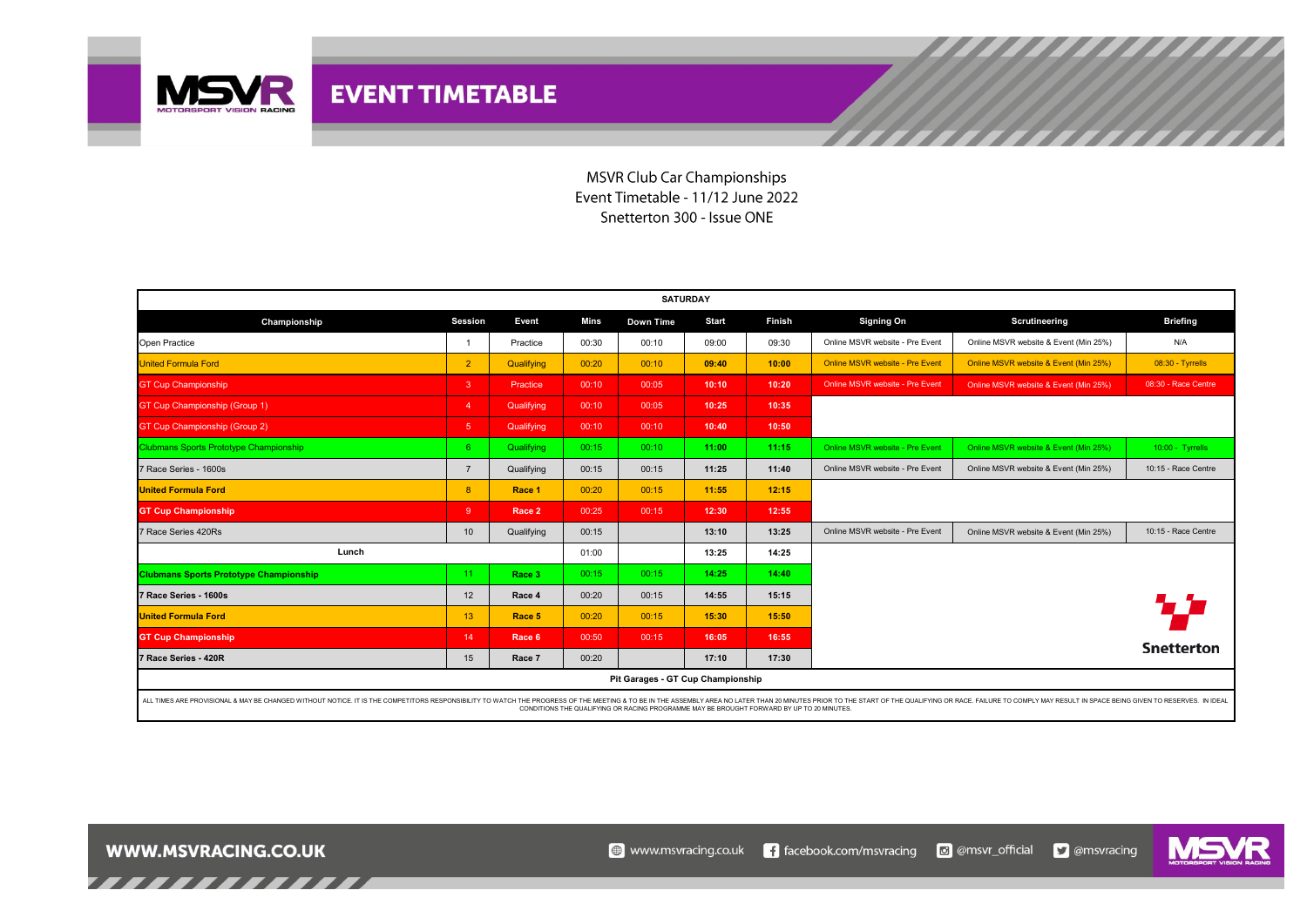# EVENT TIMETABLE

MSVR Club Car Championships
Event Timetable - 11/12 June 2022
Snetterton 300 - Issue ONE

| SATURDAY | | | | | | | | | | |
|---|---|---|---|---|---|---|---|---|---|---|
| **Championship** | **Session** | **Event** | **Mins** | **Down Time** | **Start** | **Finish** | **Signing On** | **Scrutineering** | **Briefing** |
| Open Practice | 1 | Practice | 00:30 | 00:10 | 09:00 | 09:30 | Online MSVR website - Pre Event | Online MSVR website & Event (Min 25%) | N/A |
| United Formula Ford | 2 | Qualifying | 00:20 | 00:10 | 09:40 | 10:00 | Online MSVR website - Pre Event | Online MSVR website & Event (Min 25%) | 08:30 - Tyrrells |
| GT Cup Championship | 3 | Practice | 00:10 | 00:05 | 10:10 | 10:20 | Online MSVR website - Pre Event | Online MSVR website & Event (Min 25%) | 08:30 - Race Centre |
| GT Cup Championship (Group 1) | 4 | Qualifying | 00:10 | 00:05 | 10:25 | 10:35 | | | |
| GT Cup Championship (Group 2) | 5 | Qualifying | 00:10 | 00:10 | 10:40 | 10:50 | | | |
| Clubmans Sports Prototype Championship | 6 | Qualifying | 00:15 | 00:10 | 11:00 | 11:15 | Online MSVR website - Pre Event | Online MSVR website & Event (Min 25%) | 10:00 - Tyrrells |
| 7 Race Series - 1600s | 7 | Qualifying | 00:15 | 00:15 | 11:25 | 11:40 | Online MSVR website - Pre Event | Online MSVR website & Event (Min 25%) | 10:15 - Race Centre |
| **United Formula Ford** | 8 | **Race 1** | 00:20 | 00:15 | 11:55 | 12:15 | | | |
| **GT Cup Championship** | 9 | **Race 2** | 00:25 | 00:15 | 12:30 | 12:55 | | | |
| 7 Race Series 420Rs | 10 | Qualifying | 00:15 | | 13:10 | 13:25 | Online MSVR website - Pre Event | Online MSVR website & Event (Min 25%) | 10:15 - Race Centre |
| **Lunch** | | | 01:00 | | 13:25 | 14:25 | | | |
| **Clubmans Sports Prototype Championship** | 11 | **Race 3** | 00:15 | 00:15 | 14:25 | 14:40 | | | |
| **7 Race Series - 1600s** | 12 | **Race 4** | 00:20 | 00:15 | 14:55 | 15:15 | | | |
| **United Formula Ford** | 13 | **Race 5** | 00:20 | 00:15 | 15:30 | 15:50 | | | |
| **GT Cup Championship** | 14 | **Race 6** | 00:50 | 00:15 | 16:05 | 16:55 | | | |
| **7 Race Series - 420R** | 15 | **Race 7** | 00:20 | | 17:10 | 17:30 | | | |

Snetterton

**Pit Garages - GT Cup Championship**

ALL TIMES ARE PROVISIONAL & MAY BE CHANGED WITHOUT NOTICE. IT IS THE COMPETITORS RESPONSIBILITY TO WATCH THE PROGRESS OF THE MEETING & TO BE IN THE ASSEMBLY AREA NO LATER THAN 20 MINUTES PRIOR TO THE START OF THE QUALIFYING OR RACE. FAILURE TO COMPLY MAY RESULT IN SPACE BEING GIVEN TO RESERVES. IN IDEAL CONDITIONS THE QUALIFYING OR RACING PROGRAMME MAY BE BROUGHT FORWARD BY UP TO 20 MINUTES.

WWW.MSVRACING.CO.UK www.msvracing.co.uk facebook.com/msvracing @msvr_official @msvracing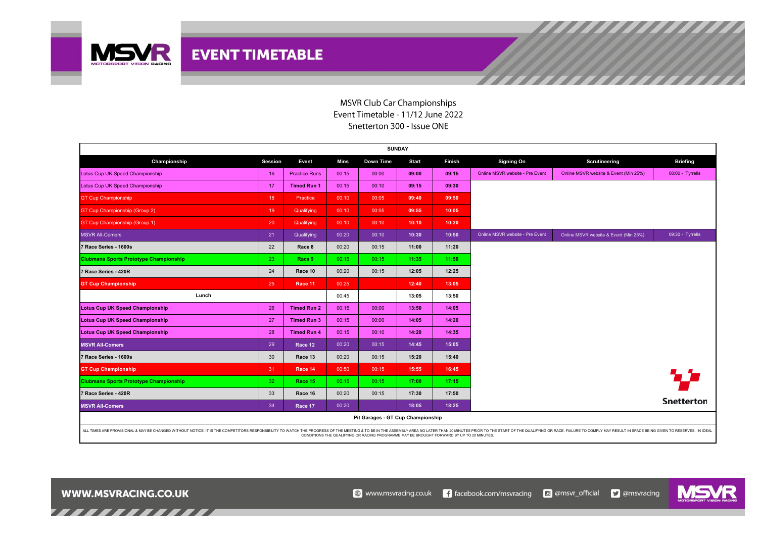# EVENT TIMETABLE

MSVR Club Car Championships
Event Timetable - 11/12 June 2022
Snetterton 300 - Issue ONE

| SUNDAY | | | | | | | | | |
|---|---|---|---|---|---|---|---|---|---|
| **Championship** | **Session** | **Event** | **Mins** | **Down Time** | **Start** | **Finish** | **Signing On** | **Scrutineering** | **Briefing** |
| Lotus Cup UK Speed Championship | 16 | Practice Runs | 00:15 | 00:00 | **09:00** | **09:15** | Online MSVR website - Pre Event | Online MSVR website & Event (Min 25%) | 08:00 - Tyrrells |
| Lotus Cup UK Speed Championship | 17 | **Timed Run 1** | 00:15 | 00:10 | **09:15** | **09:30** | | | |
| GT Cup Championship | 18 | Practice | 00:10 | 00:05 | **09:40** | **09:50** | | | |
| GT Cup Championship (Group 2) | 19 | Qualifying | 00:10 | 00:05 | **09:55** | **10:05** | | | |
| GT Cup Championship (Group 1) | 20 | Qualifying | 00:10 | 00:10 | **10:10** | **10:20** | | | |
| MSVR All-Comers | 21 | Qualifying | 00:20 | 00:10 | **10:30** | **10:50** | Online MSVR website - Pre Event | Online MSVR website & Event (Min 25%) | 09:30 - Tyrrells |
| **7 Race Series - 1600s** | 22 | **Race 8** | 00:20 | 00:15 | **11:00** | **11:20** | | | |
| **Clubmans Sports Prototype Championship** | 23 | **Race 9** | 00:15 | 00:15 | **11:35** | **11:50** | | | |
| **7 Race Series - 420R** | 24 | **Race 10** | 00:20 | 00:15 | **12:05** | **12:25** | | | |
| **GT Cup Championship** | 25 | **Race 11** | 00:25 | | **12:40** | **13:05** | | | |
| **Lunch** | | | 00:45 | | **13:05** | **13:50** | | | |
| **Lotus Cup UK Speed Championship** | 26 | **Timed Run 2** | 00:15 | 00:00 | **13:50** | **14:05** | | | |
| **Lotus Cup UK Speed Championship** | 27 | **Timed Run 3** | 00:15 | 00:00 | **14:05** | **14:20** | | | |
| **Lotus Cup UK Speed Championship** | 28 | **Timed Run 4** | 00:15 | 00:10 | **14:20** | **14:35** | | | |
| **MSVR All-Comers** | 29 | **Race 12** | 00:20 | 00:15 | **14:45** | **15:05** | | | |
| **7 Race Series - 1600s** | 30 | **Race 13** | 00:20 | 00:15 | **15:20** | **15:40** | | | |
| **GT Cup Championship** | 31 | **Race 14** | 00:50 | 00:15 | **15:55** | **16:45** | | | |
| **Clubmans Sports Prototype Championship** | 32 | **Race 15** | 00:15 | 00:15 | **17:00** | **17:15** | | | |
| **7 Race Series - 420R** | 33 | **Race 16** | 00:20 | 00:15 | **17:30** | **17:50** | | | |
| **MSVR All-Comers** | 34 | **Race 17** | 00:20 | | **18:05** | **18:25** | | | Snetterton |
| **Pit Garages - GT Cup Championship** | | | | | | | | | |

ALL TIMES ARE PROVISIONAL & MAY BE CHANGED WITHOUT NOTICE. IT IS THE COMPETITORS RESPONSIBILITY TO WATCH THE PROGRESS OF THE MEETING & TO BE IN THE ASSEMBLY AREA NO LATER THAN 20 MINUTES PRIOR TO THE START OF THE QUALIFYING OR RACE. FAILURE TO COMPLY MAY RESULT IN SPACE BEING GIVEN TO RESERVES. IN IDEAL CONDITIONS THE QUALIFYING OR RACING PROGRAMME MAY BE BROUGHT FORWARD BY UP TO 20 MINUTES.

WWW.MSVRACING.CO.UK

www.msvracing.co.uk | facebook.com/msvracing | @msvr_official | @msvracing